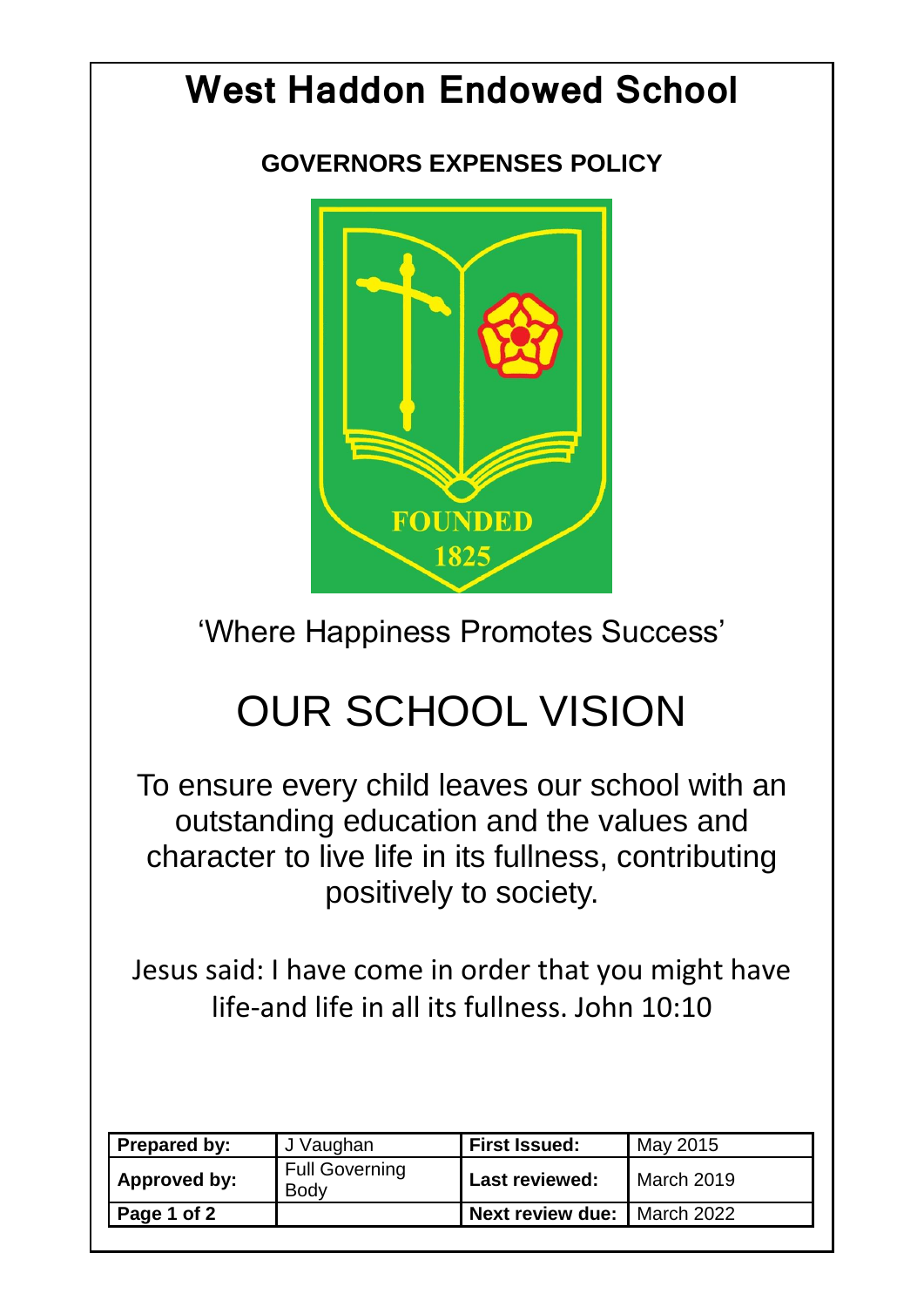# West Haddon Endowed School

## GOVERNORS EXPENSES POLICY

'Where Happiness Promotes Success'

# OUR SCHOOL VISION

To ensure every child leaves our school with an outstanding education and the values and character to live life in its fullness, contributing positively to society.

Jesus said: I have come in order that you might have life-and life in all its fullness. John 10:10

| **Prepared by:** | J Vaughan | **First Issued:** | May 2015 |
|---|---|---|---|
| **Approved by:** | Full Governing Body | **Last reviewed:** | March 2019 |
| **Page 1 of 2** | | **Next review due:** | March 2022 |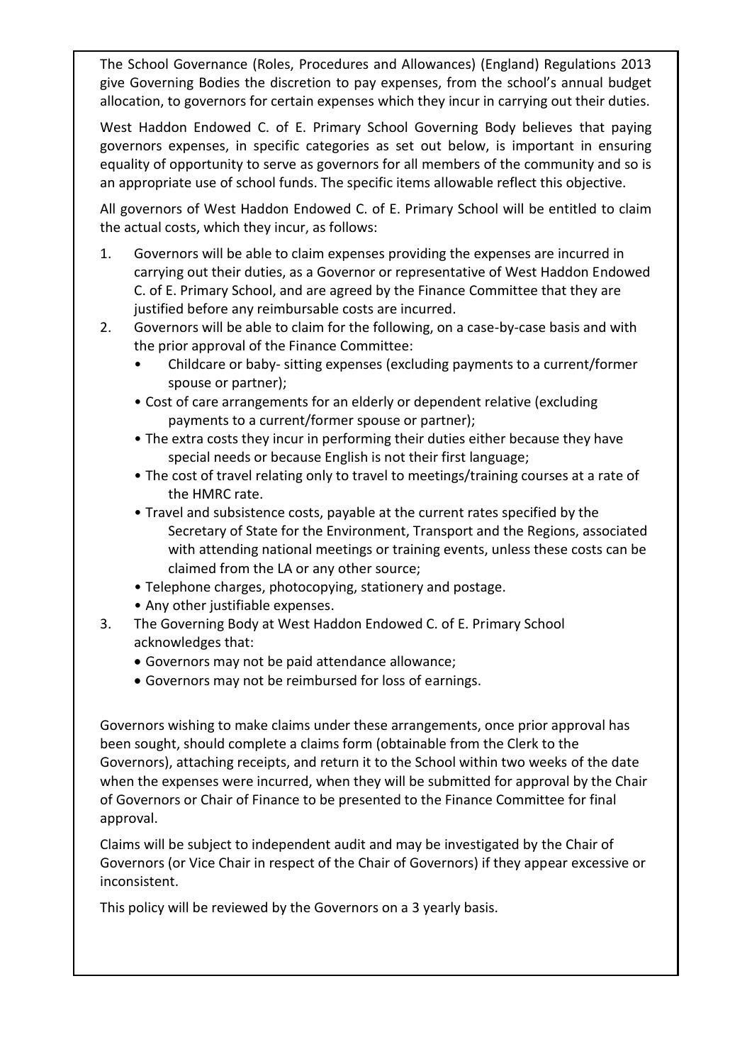The School Governance (Roles, Procedures and Allowances) (England) Regulations 2013 give Governing Bodies the discretion to pay expenses, from the school's annual budget allocation, to governors for certain expenses which they incur in carrying out their duties.

West Haddon Endowed C. of E. Primary School Governing Body believes that paying governors expenses, in specific categories as set out below, is important in ensuring equality of opportunity to serve as governors for all members of the community and so is an appropriate use of school funds. The specific items allowable reflect this objective.

All governors of West Haddon Endowed C. of E. Primary School will be entitled to claim the actual costs, which they incur, as follows:

1. Governors will be able to claim expenses providing the expenses are incurred in carrying out their duties, as a Governor or representative of West Haddon Endowed C. of E. Primary School, and are agreed by the Finance Committee that they are justified before any reimbursable costs are incurred.
2. Governors will be able to claim for the following, on a case-by-case basis and with the prior approval of the Finance Committee:
   - Childcare or baby- sitting expenses (excluding payments to a current/former spouse or partner);
   - Cost of care arrangements for an elderly or dependent relative (excluding payments to a current/former spouse or partner);
   - The extra costs they incur in performing their duties either because they have special needs or because English is not their first language;
   - The cost of travel relating only to travel to meetings/training courses at a rate of the HMRC rate.
   - Travel and subsistence costs, payable at the current rates specified by the Secretary of State for the Environment, Transport and the Regions, associated with attending national meetings or training events, unless these costs can be claimed from the LA or any other source;
   - Telephone charges, photocopying, stationery and postage.
   - Any other justifiable expenses.
3. The Governing Body at West Haddon Endowed C. of E. Primary School acknowledges that:
   - Governors may not be paid attendance allowance;
   - Governors may not be reimbursed for loss of earnings.

Governors wishing to make claims under these arrangements, once prior approval has been sought, should complete a claims form (obtainable from the Clerk to the Governors), attaching receipts, and return it to the School within two weeks of the date when the expenses were incurred, when they will be submitted for approval by the Chair of Governors or Chair of Finance to be presented to the Finance Committee for final approval.

Claims will be subject to independent audit and may be investigated by the Chair of Governors (or Vice Chair in respect of the Chair of Governors) if they appear excessive or inconsistent.

This policy will be reviewed by the Governors on a 3 yearly basis.